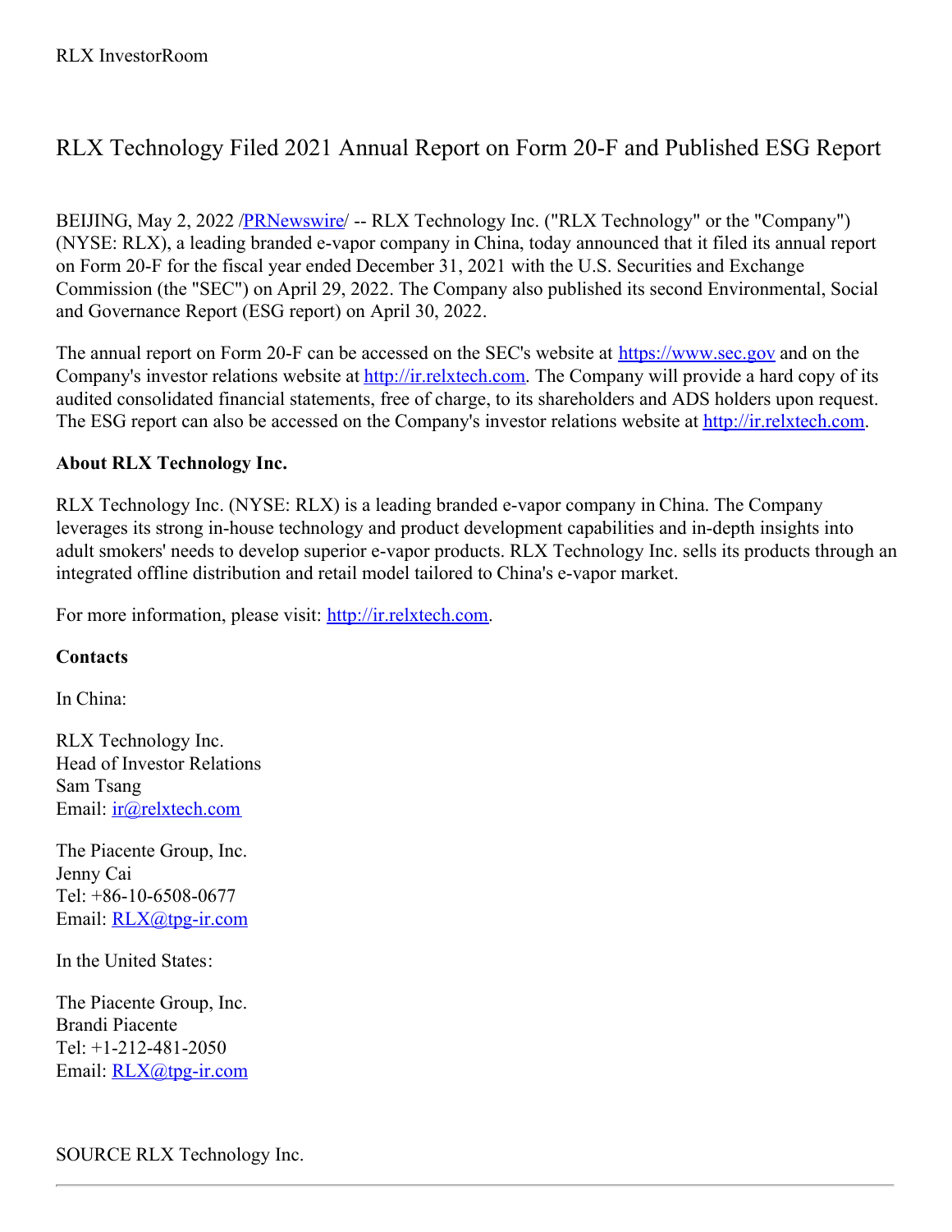# RLX Technology Filed 2021 Annual Report on Form 20-F and Published ESG Report

BEIJING, May 2, 2022 /PRNewswire/ -- RLX Technology Inc. ("RLX Technology" or the "Company") (NYSE: RLX), a leading branded e-vapor company in China, today announced that it filed its annual report on Form 20-F for the fiscal year ended December 31, 2021 with the U.S. Securities and Exchange Commission (the "SEC") on April 29, 2022. The Company also published its second Environmental, Social and Governance Report (ESG report) on April 30, 2022.

The annual report on Form 20-F can be accessed on the SEC's website at https://www.sec.gov and on the Company's investor relations website at http://ir.relxtech.com. The Company will provide a hard copy of its audited consolidated financial statements, free of charge, to its shareholders and ADS holders upon request. The ESG report can also be accessed on the Company's investor relations website at http://ir.relxtech.com.

**About RLX Technology Inc.**

RLX Technology Inc. (NYSE: RLX) is a leading branded e-vapor company in China. The Company leverages its strong in-house technology and product development capabilities and in-depth insights into adult smokers' needs to develop superior e-vapor products. RLX Technology Inc. sells its products through an integrated offline distribution and retail model tailored to China's e-vapor market.

For more information, please visit: http://ir.relxtech.com.

**Contacts**

In China:

RLX Technology Inc.
Head of Investor Relations
Sam Tsang
Email: ir@relxtech.com

The Piacente Group, Inc.
Jenny Cai
Tel: +86-10-6508-0677
Email: RLX@tpg-ir.com

In the United States:

The Piacente Group, Inc.
Brandi Piacente
Tel: +1-212-481-2050
Email: RLX@tpg-ir.com

SOURCE RLX Technology Inc.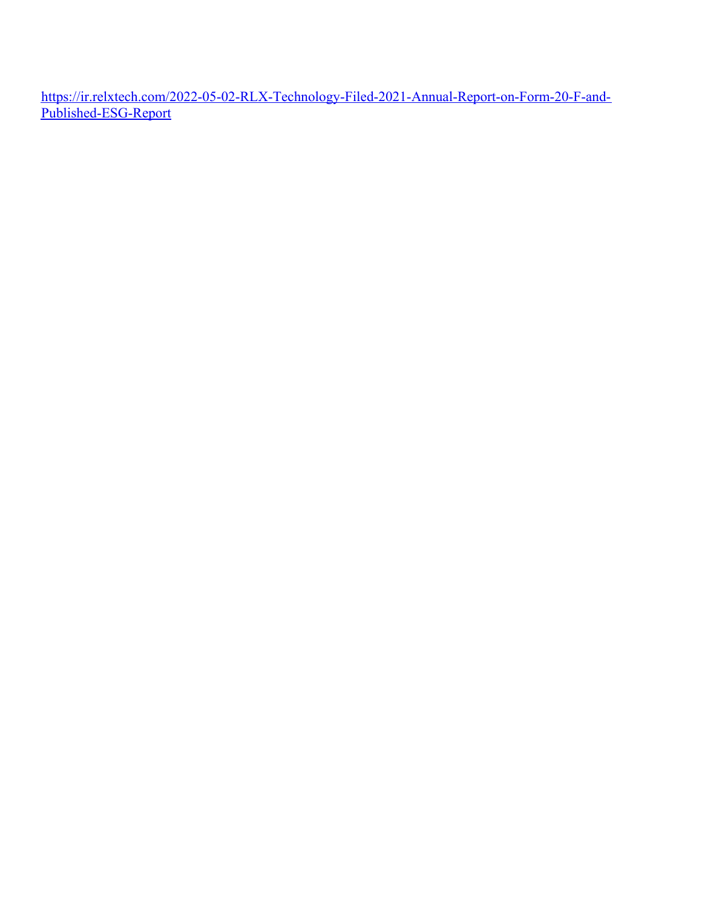[https://ir.relxtech.com/2022-05-02-RLX-Technology-Filed-2021-Annual-Report-on-Form-20-F-and-Published-ESG-Report](https://ir.relxtech.com/2022-05-02-RLX-Technology-Filed-2021-Annual-Report-on-Form-20-F-and-Published-ESG-Report)